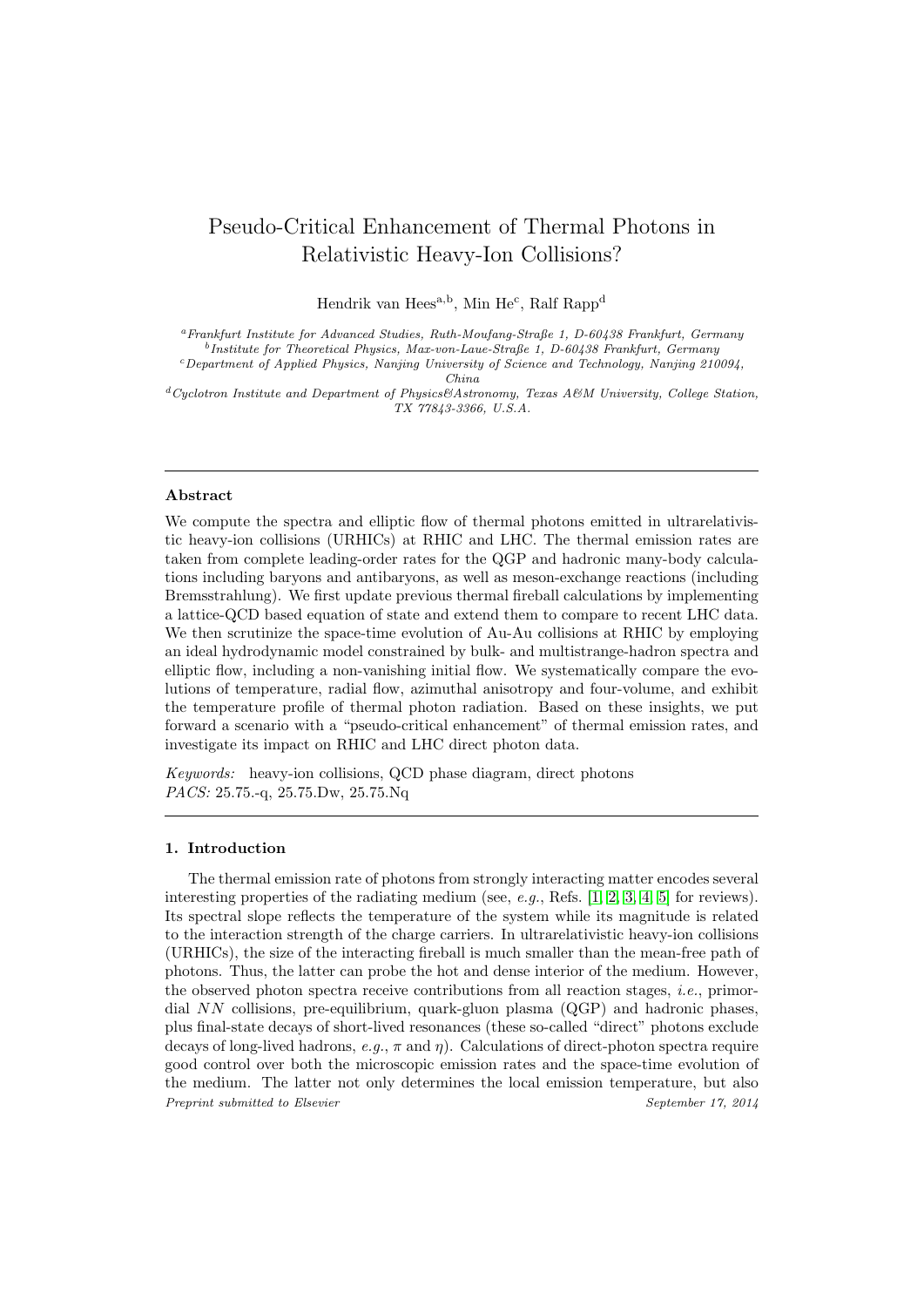# Pseudo-Critical Enhancement of Thermal Photons in Relativistic Heavy-Ion Collisions?

Hendrik van Hees[a,b], Min He[c], Ralf Rapp[d]

[a]*Frankfurt Institute for Advanced Studies, Ruth-Moufang-Straße 1, D-60438 Frankfurt, Germany*
[b]*Institute for Theoretical Physics, Max-von-Laue-Straße 1, D-60438 Frankfurt, Germany*
[c]*Department of Applied Physics, Nanjing University of Science and Technology, Nanjing 210094, China*
[d]*Cyclotron Institute and Department of Physics&Astronomy, Texas A&M University, College Station, TX 77843-3366, U.S.A.*

## Abstract

We compute the spectra and elliptic flow of thermal photons emitted in ultrarelativistic heavy-ion collisions (URHICs) at RHIC and LHC. The thermal emission rates are taken from complete leading-order rates for the QGP and hadronic many-body calculations including baryons and antibaryons, as well as meson-exchange reactions (including Bremsstrahlung). We first update previous thermal fireball calculations by implementing a lattice-QCD based equation of state and extend them to compare to recent LHC data. We then scrutinize the space-time evolution of Au-Au collisions at RHIC by employing an ideal hydrodynamic model constrained by bulk- and multistrange-hadron spectra and elliptic flow, including a non-vanishing initial flow. We systematically compare the evolutions of temperature, radial flow, azimuthal anisotropy and four-volume, and exhibit the temperature profile of thermal photon radiation. Based on these insights, we put forward a scenario with a "pseudo-critical enhancement" of thermal emission rates, and investigate its impact on RHIC and LHC direct photon data.

*Keywords:* heavy-ion collisions, QCD phase diagram, direct photons
*PACS:* 25.75.-q, 25.75.Dw, 25.75.Nq

## 1. Introduction

The thermal emission rate of photons from strongly interacting matter encodes several interesting properties of the radiating medium (see, *e.g.*, Refs. [1, 2, 3, 4, 5] for reviews). Its spectral slope reflects the temperature of the system while its magnitude is related to the interaction strength of the charge carriers. In ultrarelativistic heavy-ion collisions (URHICs), the size of the interacting fireball is much smaller than the mean-free path of photons. Thus, the latter can probe the hot and dense interior of the medium. However, the observed photon spectra receive contributions from all reaction stages, *i.e.*, primordial $NN$ collisions, pre-equilibrium, quark-gluon plasma (QGP) and hadronic phases, plus final-state decays of short-lived resonances (these so-called "direct" photons exclude decays of long-lived hadrons, *e.g.*, $\pi$ and $\eta$). Calculations of direct-photon spectra require good control over both the microscopic emission rates and the space-time evolution of the medium. The latter not only determines the local emission temperature, but also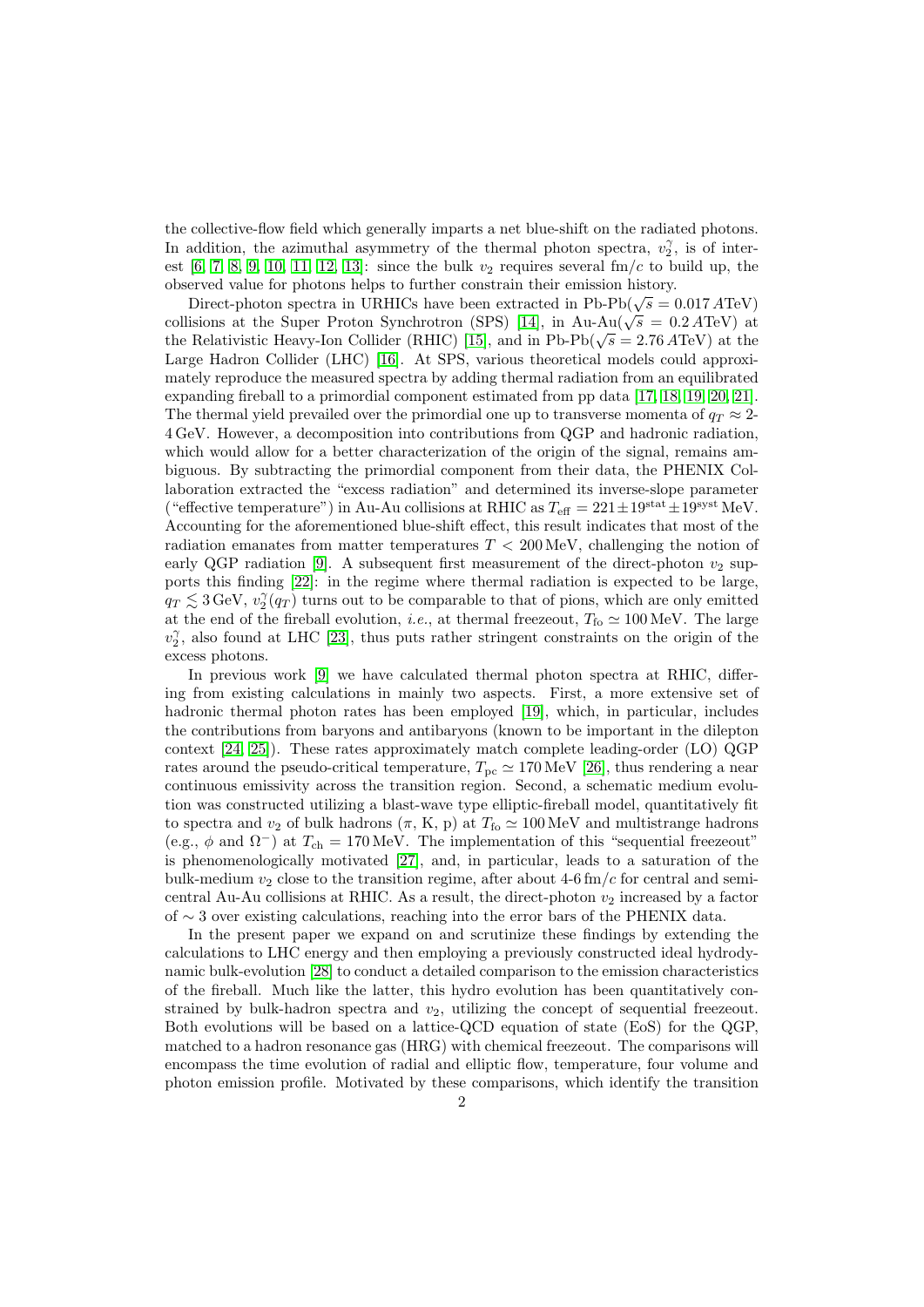the collective-flow field which generally imparts a net blue-shift on the radiated photons. In addition, the azimuthal asymmetry of the thermal photon spectra, $v_2^\gamma$, is of interest [6, 7, 8, 9, 10, 11, 12, 13]: since the bulk $v_2$ requires several fm/$c$ to build up, the observed value for photons helps to further constrain their emission history.

Direct-photon spectra in URHICs have been extracted in Pb-Pb($\sqrt{s} = 0.017\,A$TeV) collisions at the Super Proton Synchrotron (SPS) [14], in Au-Au($\sqrt{s} = 0.2\,A$TeV) at the Relativistic Heavy-Ion Collider (RHIC) [15], and in Pb-Pb($\sqrt{s} = 2.76\,A$TeV) at the Large Hadron Collider (LHC) [16]. At SPS, various theoretical models could approximately reproduce the measured spectra by adding thermal radiation from an equilibrated expanding fireball to a primordial component estimated from pp data [17, 18, 19, 20, 21]. The thermal yield prevailed over the primordial one up to transverse momenta of $q_T \approx 2$-$4\,$GeV. However, a decomposition into contributions from QGP and hadronic radiation, which would allow for a better characterization of the origin of the signal, remains ambiguous. By subtracting the primordial component from their data, the PHENIX Collaboration extracted the "excess radiation" and determined its inverse-slope parameter ("effective temperature") in Au-Au collisions at RHIC as $T_{\rm eff} = 221 \pm 19^{\rm stat} \pm 19^{\rm syst}\,$MeV. Accounting for the aforementioned blue-shift effect, this result indicates that most of the radiation emanates from matter temperatures $T < 200\,$MeV, challenging the notion of early QGP radiation [9]. A subsequent first measurement of the direct-photon $v_2$ supports this finding [22]: in the regime where thermal radiation is expected to be large, $q_T \lesssim 3\,$GeV, $v_2^\gamma(q_T)$ turns out to be comparable to that of pions, which are only emitted at the end of the fireball evolution, *i.e.*, at thermal freezeout, $T_{\rm fo} \simeq 100\,$MeV. The large $v_2^\gamma$, also found at LHC [23], thus puts rather stringent constraints on the origin of the excess photons.

In previous work [9] we have calculated thermal photon spectra at RHIC, differing from existing calculations in mainly two aspects. First, a more extensive set of hadronic thermal photon rates has been employed [19], which, in particular, includes the contributions from baryons and antibaryons (known to be important in the dilepton context [24, 25]). These rates approximately match complete leading-order (LO) QGP rates around the pseudo-critical temperature, $T_{\rm pc} \simeq 170\,$MeV [26], thus rendering a near continuous emissivity across the transition region. Second, a schematic medium evolution was constructed utilizing a blast-wave type elliptic-fireball model, quantitatively fit to spectra and $v_2$ of bulk hadrons ($\pi$, K, p) at $T_{\rm fo} \simeq 100\,$MeV and multistrange hadrons (e.g., $\phi$ and $\Omega^-$) at $T_{\rm ch} = 170\,$MeV. The implementation of this "sequential freezeout" is phenomenologically motivated [27], and, in particular, leads to a saturation of the bulk-medium $v_2$ close to the transition regime, after about 4-6 fm/$c$ for central and semi-central Au-Au collisions at RHIC. As a result, the direct-photon $v_2$ increased by a factor of $\sim 3$ over existing calculations, reaching into the error bars of the PHENIX data.

In the present paper we expand on and scrutinize these findings by extending the calculations to LHC energy and then employing a previously constructed ideal hydrodynamic bulk-evolution [28] to conduct a detailed comparison to the emission characteristics of the fireball. Much like the latter, this hydro evolution has been quantitatively constrained by bulk-hadron spectra and $v_2$, utilizing the concept of sequential freezeout. Both evolutions will be based on a lattice-QCD equation of state (EoS) for the QGP, matched to a hadron resonance gas (HRG) with chemical freezeout. The comparisons will encompass the time evolution of radial and elliptic flow, temperature, four volume and photon emission profile. Motivated by these comparisons, which identify the transition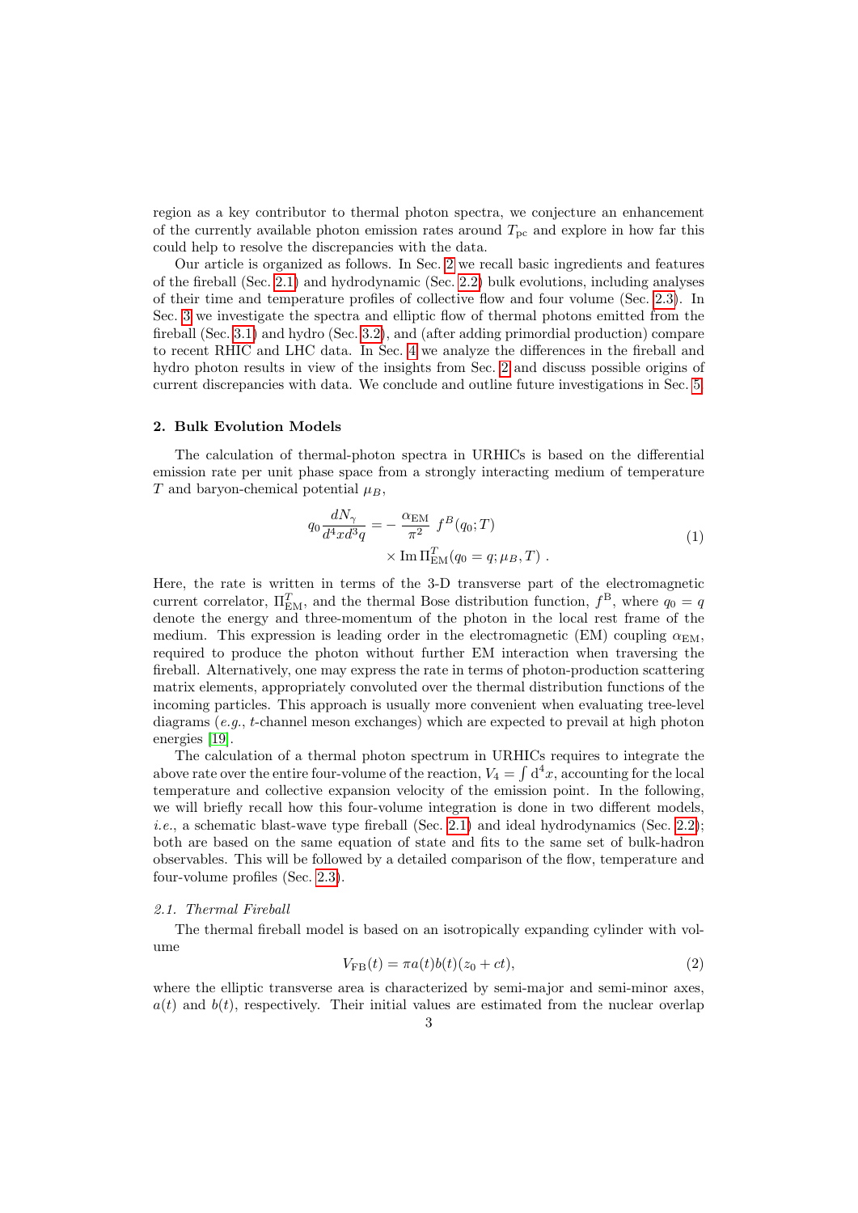region as a key contributor to thermal photon spectra, we conjecture an enhancement of the currently available photon emission rates around $T_{\rm pc}$ and explore in how far this could help to resolve the discrepancies with the data.

Our article is organized as follows. In Sec. 2 we recall basic ingredients and features of the fireball (Sec. 2.1) and hydrodynamic (Sec. 2.2) bulk evolutions, including analyses of their time and temperature profiles of collective flow and four volume (Sec. 2.3). In Sec. 3 we investigate the spectra and elliptic flow of thermal photons emitted from the fireball (Sec. 3.1) and hydro (Sec. 3.2), and (after adding primordial production) compare to recent RHIC and LHC data. In Sec. 4 we analyze the differences in the fireball and hydro photon results in view of the insights from Sec. 2 and discuss possible origins of current discrepancies with data. We conclude and outline future investigations in Sec. 5.

## 2. Bulk Evolution Models

The calculation of thermal-photon spectra in URHICs is based on the differential emission rate per unit phase space from a strongly interacting medium of temperature $T$ and baryon-chemical potential $\mu_B$,

$$q_0 \frac{dN_\gamma}{d^4x d^3q} = -\frac{\alpha_{\rm EM}}{\pi^2} \, f^B(q_0;T) \times {\rm Im}\,\Pi^T_{\rm EM}(q_0 = q; \mu_B, T) \ . \tag{1}$$

Here, the rate is written in terms of the 3-D transverse part of the electromagnetic current correlator, $\Pi^T_{\rm EM}$, and the thermal Bose distribution function, $f^{\rm B}$, where $q_0 = q$ denote the energy and three-momentum of the photon in the local rest frame of the medium. This expression is leading order in the electromagnetic (EM) coupling $\alpha_{\rm EM}$, required to produce the photon without further EM interaction when traversing the fireball. Alternatively, one may express the rate in terms of photon-production scattering matrix elements, appropriately convoluted over the thermal distribution functions of the incoming particles. This approach is usually more convenient when evaluating tree-level diagrams (*e.g.*, $t$-channel meson exchanges) which are expected to prevail at high photon energies [19].

The calculation of a thermal photon spectrum in URHICs requires to integrate the above rate over the entire four-volume of the reaction, $V_4 = \int {\rm d}^4x$, accounting for the local temperature and collective expansion velocity of the emission point. In the following, we will briefly recall how this four-volume integration is done in two different models, *i.e.*, a schematic blast-wave type fireball (Sec. 2.1) and ideal hydrodynamics (Sec. 2.2); both are based on the same equation of state and fits to the same set of bulk-hadron observables. This will be followed by a detailed comparison of the flow, temperature and four-volume profiles (Sec. 2.3).

### *2.1. Thermal Fireball*

The thermal fireball model is based on an isotropically expanding cylinder with volume

$$V_{\rm FB}(t) = \pi a(t) b(t) (z_0 + ct), \tag{2}$$

where the elliptic transverse area is characterized by semi-major and semi-minor axes, $a(t)$ and $b(t)$, respectively. Their initial values are estimated from the nuclear overlap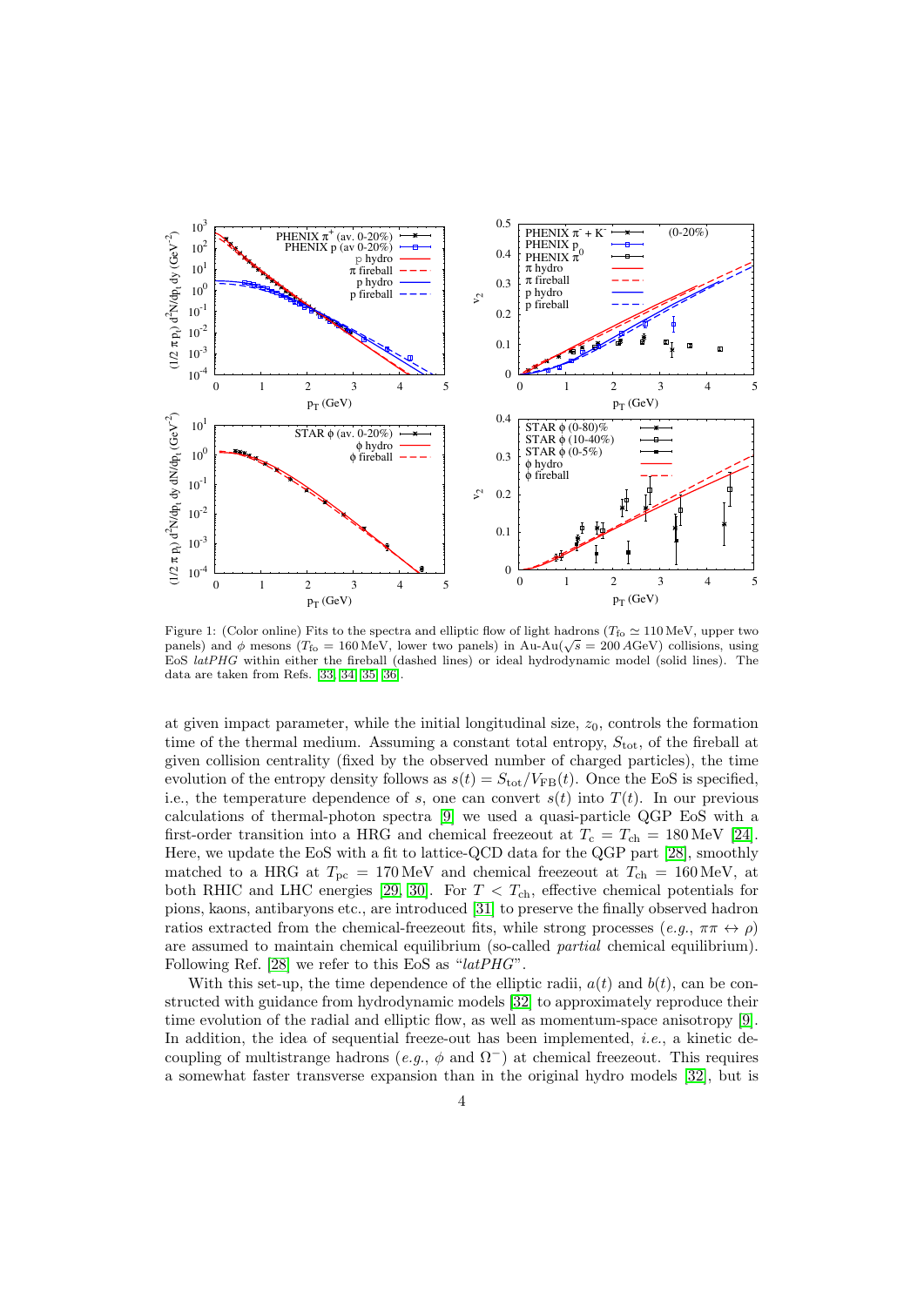Figure 1: (Color online) Fits to the spectra and elliptic flow of light hadrons ($T_{\rm fo} \simeq 110\,$MeV, upper two panels) and $\phi$ mesons ($T_{\rm fo} = 160\,$MeV, lower two panels) in Au-Au($\sqrt{s} = 200\,A$GeV) collisions, using EoS *latPHG* within either the fireball (dashed lines) or ideal hydrodynamic model (solid lines). The data are taken from Refs. [33, 34, 35, 36].

at given impact parameter, while the initial longitudinal size, $z_0$, controls the formation time of the thermal medium. Assuming a constant total entropy, $S_{\rm tot}$, of the fireball at given collision centrality (fixed by the observed number of charged particles), the time evolution of the entropy density follows as $s(t) = S_{\rm tot}/V_{\rm FB}(t)$. Once the EoS is specified, i.e., the temperature dependence of $s$, one can convert $s(t)$ into $T(t)$. In our previous calculations of thermal-photon spectra [9] we used a quasi-particle QGP EoS with a first-order transition into a HRG and chemical freezeout at $T_c = T_{\rm ch} = 180\,$MeV [24]. Here, we update the EoS with a fit to lattice-QCD data for the QGP part [28], smoothly matched to a HRG at $T_{\rm pc} = 170\,$MeV and chemical freezeout at $T_{\rm ch} = 160\,$MeV, at both RHIC and LHC energies [29, 30]. For $T < T_{\rm ch}$, effective chemical potentials for pions, kaons, antibaryons etc., are introduced [31] to preserve the finally observed hadron ratios extracted from the chemical-freezeout fits, while strong processes (*e.g.*, $\pi\pi \leftrightarrow \rho$) are assumed to maintain chemical equilibrium (so-called *partial* chemical equilibrium). Following Ref. [28] we refer to this EoS as "*latPHG*".

With this set-up, the time dependence of the elliptic radii, $a(t)$ and $b(t)$, can be constructed with guidance from hydrodynamic models [32] to approximately reproduce their time evolution of the radial and elliptic flow, as well as momentum-space anisotropy [9]. In addition, the idea of sequential freeze-out has been implemented, *i.e.*, a kinetic decoupling of multistrange hadrons (*e.g.*, $\phi$ and $\Omega^-$) at chemical freezeout. This requires a somewhat faster transverse expansion than in the original hydro models [32], but is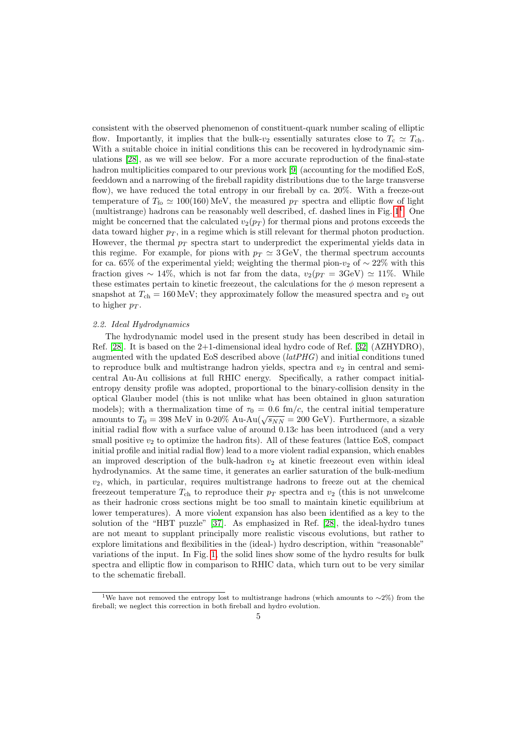consistent with the observed phenomenon of constituent-quark number scaling of elliptic flow. Importantly, it implies that the bulk-$v_2$ essentially saturates close to $T_c \simeq T_{\rm ch}$. With a suitable choice in initial conditions this can be recovered in hydrodynamic simulations [28], as we will see below. For a more accurate reproduction of the final-state hadron multiplicities compared to our previous work [9] (accounting for the modified EoS, feeddown and a narrowing of the fireball rapidity distributions due to the large transverse flow), we have reduced the total entropy in our fireball by ca. 20%. With a freeze-out temperature of $T_{\rm fo} \simeq 100(160)\,$MeV, the measured $p_T$ spectra and elliptic flow of light (multistrange) hadrons can be reasonably well described, cf. dashed lines in Fig. 1[1]. One might be concerned that the calculated $v_2(p_T)$ for thermal pions and protons exceeds the data toward higher $p_T$, in a regime which is still relevant for thermal photon production. However, the thermal $p_T$ spectra start to underpredict the experimental yields data in this regime. For example, for pions with $p_T \simeq 3\,$GeV, the thermal spectrum accounts for ca. 65% of the experimental yield; weighting the thermal pion-$v_2$ of $\sim 22\%$ with this fraction gives $\sim 14\%$, which is not far from the data, $v_2(p_T = 3\text{GeV}) \simeq 11\%$. While these estimates pertain to kinetic freezeout, the calculations for the $\phi$ meson represent a snapshot at $T_{\rm ch} = 160\,$MeV; they approximately follow the measured spectra and $v_2$ out to higher $p_T$.

### *2.2. Ideal Hydrodynamics*

The hydrodynamic model used in the present study has been described in detail in Ref. [28]. It is based on the 2+1-dimensional ideal hydro code of Ref. [32] (AZHYDRO), augmented with the updated EoS described above (*latPHG*) and initial conditions tuned to reproduce bulk and multistrange hadron yields, spectra and $v_2$ in central and semi-central Au-Au collisions at full RHIC energy. Specifically, a rather compact initial-entropy density profile was adopted, proportional to the binary-collision density in the optical Glauber model (this is not unlike what has been obtained in gluon saturation models); with a thermalization time of $\tau_0 = 0.6$ fm/$c$, the central initial temperature amounts to $T_0 = 398$ MeV in 0-20% Au-Au($\sqrt{s_{NN}} = 200$ GeV). Furthermore, a sizable initial radial flow with a surface value of around $0.13c$ has been introduced (and a very small positive $v_2$ to optimize the hadron fits). All of these features (lattice EoS, compact initial profile and initial radial flow) lead to a more violent radial expansion, which enables an improved description of the bulk-hadron $v_2$ at kinetic freezeout even within ideal hydrodynamics. At the same time, it generates an earlier saturation of the bulk-medium $v_2$, which, in particular, requires multistrange hadrons to freeze out at the chemical freezeout temperature $T_{\rm ch}$ to reproduce their $p_T$ spectra and $v_2$ (this is not unwelcome as their hadronic cross sections might be too small to maintain kinetic equilibrium at lower temperatures). A more violent expansion has also been identified as a key to the solution of the "HBT puzzle" [37]. As emphasized in Ref. [28], the ideal-hydro tunes are not meant to supplant principally more realistic viscous evolutions, but rather to explore limitations and flexibilities in the (ideal-) hydro description, within "reasonable" variations of the input. In Fig. 1, the solid lines show some of the hydro results for bulk spectra and elliptic flow in comparison to RHIC data, which turn out to be very similar to the schematic fireball.

[1] We have not removed the entropy lost to multistrange hadrons (which amounts to $\sim$2%) from the fireball; we neglect this correction in both fireball and hydro evolution.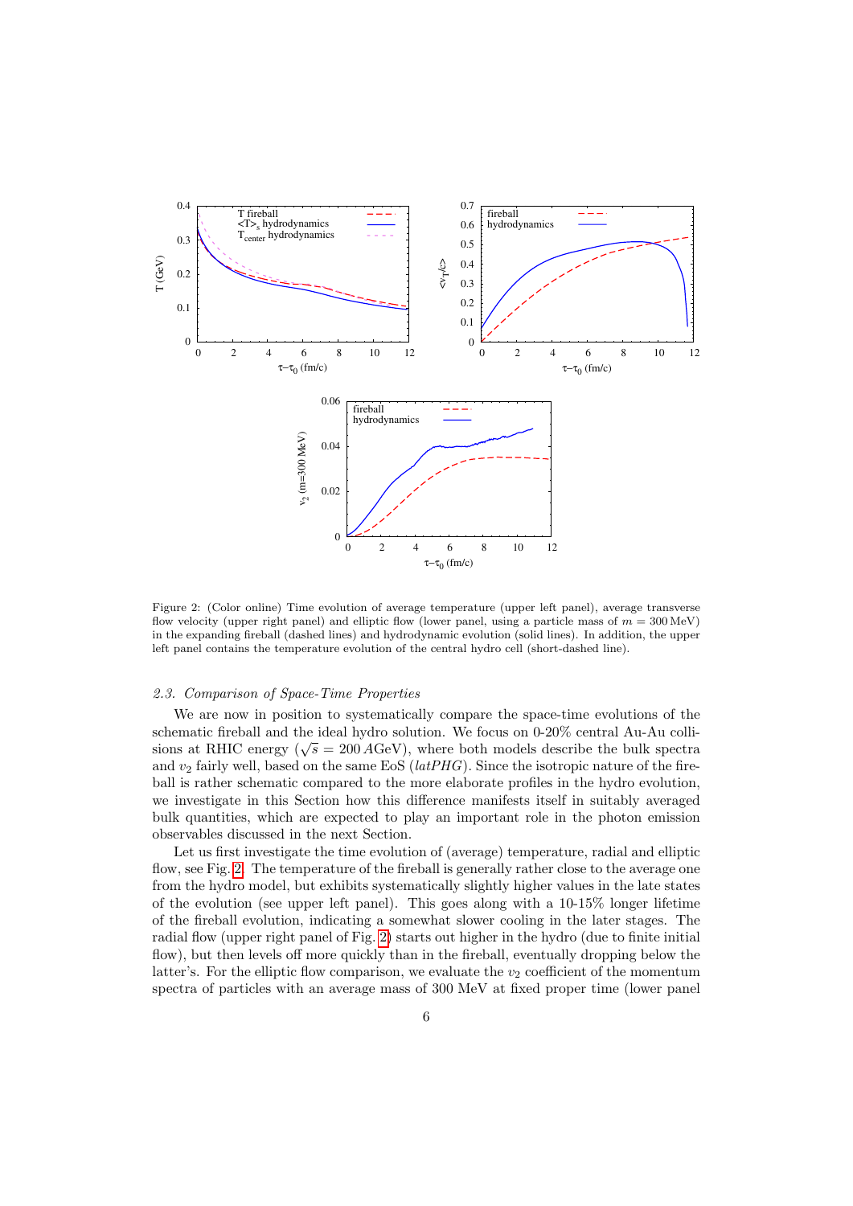Figure 2: (Color online) Time evolution of average temperature (upper left panel), average transverse flow velocity (upper right panel) and elliptic flow (lower panel, using a particle mass of $m = 300$ MeV) in the expanding fireball (dashed lines) and hydrodynamic evolution (solid lines). In addition, the upper left panel contains the temperature evolution of the central hydro cell (short-dashed line).

### 2.3. Comparison of Space-Time Properties

We are now in position to systematically compare the space-time evolutions of the schematic fireball and the ideal hydro solution. We focus on 0-20% central Au-Au collisions at RHIC energy ($\sqrt{s} = 200\,A$GeV), where both models describe the bulk spectra and $v_2$ fairly well, based on the same EoS (*latPHG*). Since the isotropic nature of the fireball is rather schematic compared to the more elaborate profiles in the hydro evolution, we investigate in this Section how this difference manifests itself in suitably averaged bulk quantities, which are expected to play an important role in the photon emission observables discussed in the next Section.

Let us first investigate the time evolution of (average) temperature, radial and elliptic flow, see Fig. 2. The temperature of the fireball is generally rather close to the average one from the hydro model, but exhibits systematically slightly higher values in the late states of the evolution (see upper left panel). This goes along with a 10-15% longer lifetime of the fireball evolution, indicating a somewhat slower cooling in the later stages. The radial flow (upper right panel of Fig. 2) starts out higher in the hydro (due to finite initial flow), but then levels off more quickly than in the fireball, eventually dropping below the latter's. For the elliptic flow comparison, we evaluate the $v_2$ coefficient of the momentum spectra of particles with an average mass of 300 MeV at fixed proper time (lower panel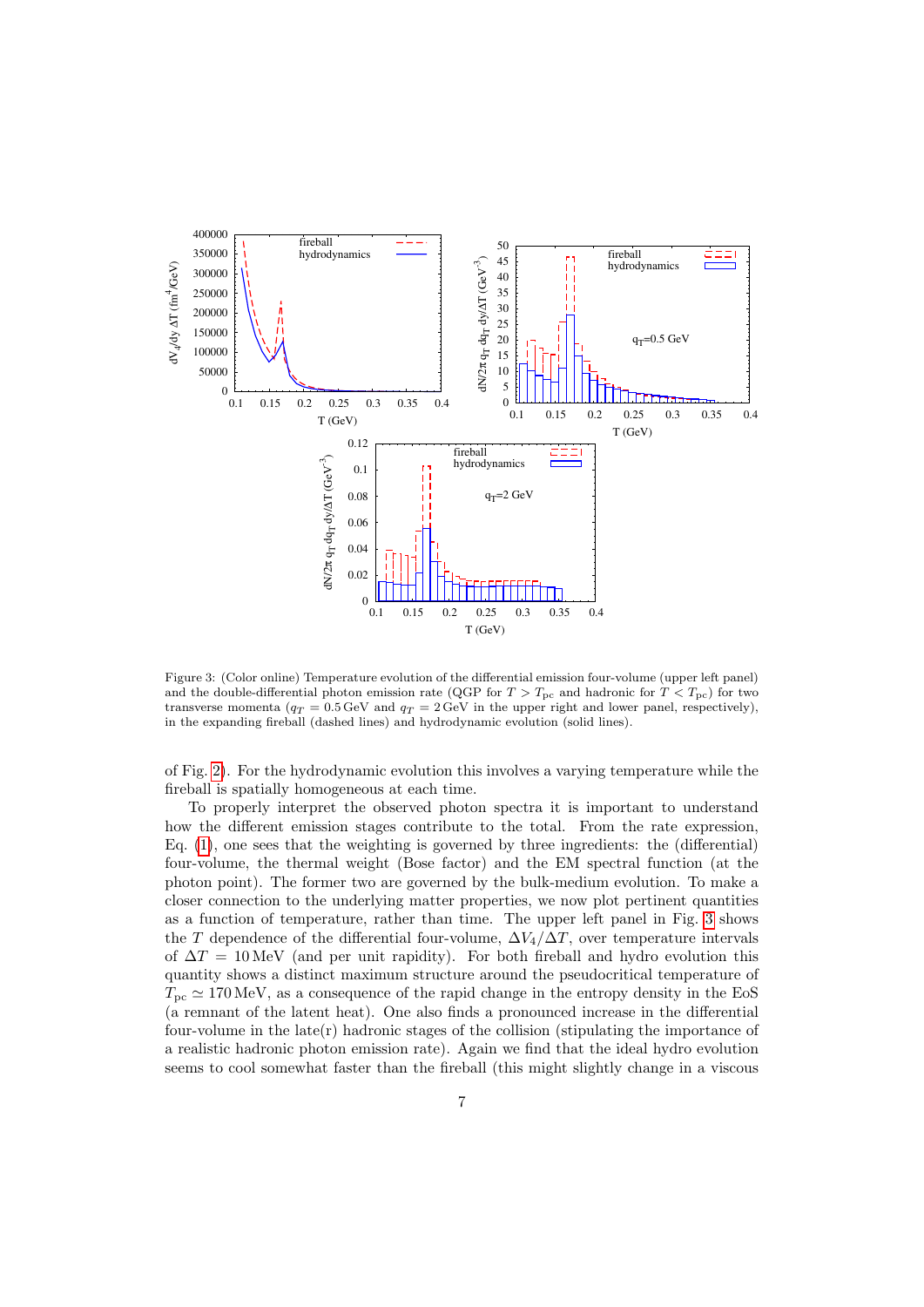Figure 3: (Color online) Temperature evolution of the differential emission four-volume (upper left panel) and the double-differential photon emission rate (QGP for $T > T_{\rm pc}$ and hadronic for $T < T_{\rm pc}$) for two transverse momenta ($q_T = 0.5\,$GeV and $q_T = 2\,$GeV in the upper right and lower panel, respectively), in the expanding fireball (dashed lines) and hydrodynamic evolution (solid lines).

of Fig. 2). For the hydrodynamic evolution this involves a varying temperature while the fireball is spatially homogeneous at each time.

To properly interpret the observed photon spectra it is important to understand how the different emission stages contribute to the total. From the rate expression, Eq. (1), one sees that the weighting is governed by three ingredients: the (differential) four-volume, the thermal weight (Bose factor) and the EM spectral function (at the photon point). The former two are governed by the bulk-medium evolution. To make a closer connection to the underlying matter properties, we now plot pertinent quantities as a function of temperature, rather than time. The upper left panel in Fig. 3 shows the $T$ dependence of the differential four-volume, $\Delta V_4/\Delta T$, over temperature intervals of $\Delta T = 10\,$MeV (and per unit rapidity). For both fireball and hydro evolution this quantity shows a distinct maximum structure around the pseudocritical temperature of $T_{\rm pc} \simeq 170\,$MeV, as a consequence of the rapid change in the entropy density in the EoS (a remnant of the latent heat). One also finds a pronounced increase in the differential four-volume in the late(r) hadronic stages of the collision (stipulating the importance of a realistic hadronic photon emission rate). Again we find that the ideal hydro evolution seems to cool somewhat faster than the fireball (this might slightly change in a viscous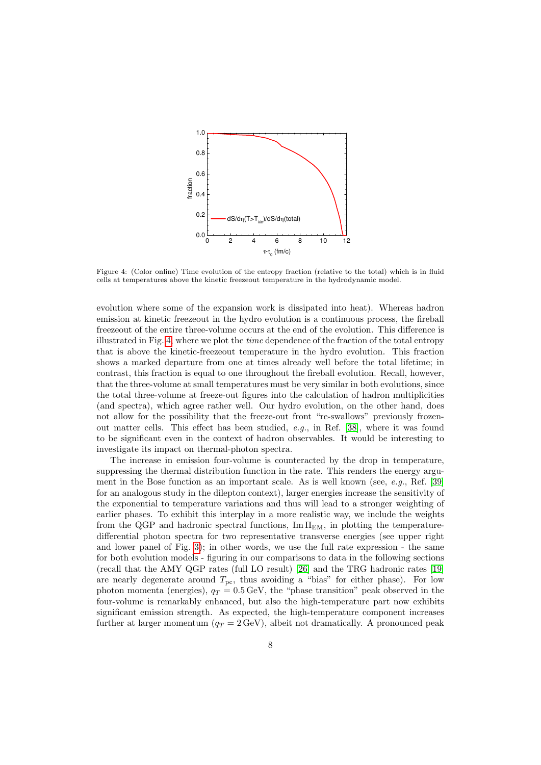Figure 4: (Color online) Time evolution of the entropy fraction (relative to the total) which is in fluid cells at temperatures above the kinetic freezeout temperature in the hydrodynamic model.

evolution where some of the expansion work is dissipated into heat). Whereas hadron emission at kinetic freezeout in the hydro evolution is a continuous process, the fireball freezeout of the entire three-volume occurs at the end of the evolution. This difference is illustrated in Fig. 4, where we plot the *time* dependence of the fraction of the total entropy that is above the kinetic-freezeout temperature in the hydro evolution. This fraction shows a marked departure from one at times already well before the total lifetime; in contrast, this fraction is equal to one throughout the fireball evolution. Recall, however, that the three-volume at small temperatures must be very similar in both evolutions, since the total three-volume at freeze-out figures into the calculation of hadron multiplicities (and spectra), which agree rather well. Our hydro evolution, on the other hand, does not allow for the possibility that the freeze-out front "re-swallows" previously frozen-out matter cells. This effect has been studied, *e.g.*, in Ref. [38], where it was found to be significant even in the context of hadron observables. It would be interesting to investigate its impact on thermal-photon spectra.

The increase in emission four-volume is counteracted by the drop in temperature, suppressing the thermal distribution function in the rate. This renders the energy argument in the Bose function as an important scale. As is well known (see, *e.g.*, Ref. [39] for an analogous study in the dilepton context), larger energies increase the sensitivity of the exponential to temperature variations and thus will lead to a stronger weighting of earlier phases. To exhibit this interplay in a more realistic way, we include the weights from the QGP and hadronic spectral functions, $\mathrm{Im}\,\Pi_{\mathrm{EM}}$, in plotting the temperature-differential photon spectra for two representative transverse energies (see upper right and lower panel of Fig. 3); in other words, we use the full rate expression - the same for both evolution models - figuring in our comparisons to data in the following sections (recall that the AMY QGP rates (full LO result) [26] and the TRG hadronic rates [19] are nearly degenerate around $T_{\mathrm{pc}}$, thus avoiding a "bias" for either phase). For low photon momenta (energies), $q_T = 0.5\,\mathrm{GeV}$, the "phase transition" peak observed in the four-volume is remarkably enhanced, but also the high-temperature part now exhibits significant emission strength. As expected, the high-temperature component increases further at larger momentum ($q_T = 2\,\mathrm{GeV}$), albeit not dramatically. A pronounced peak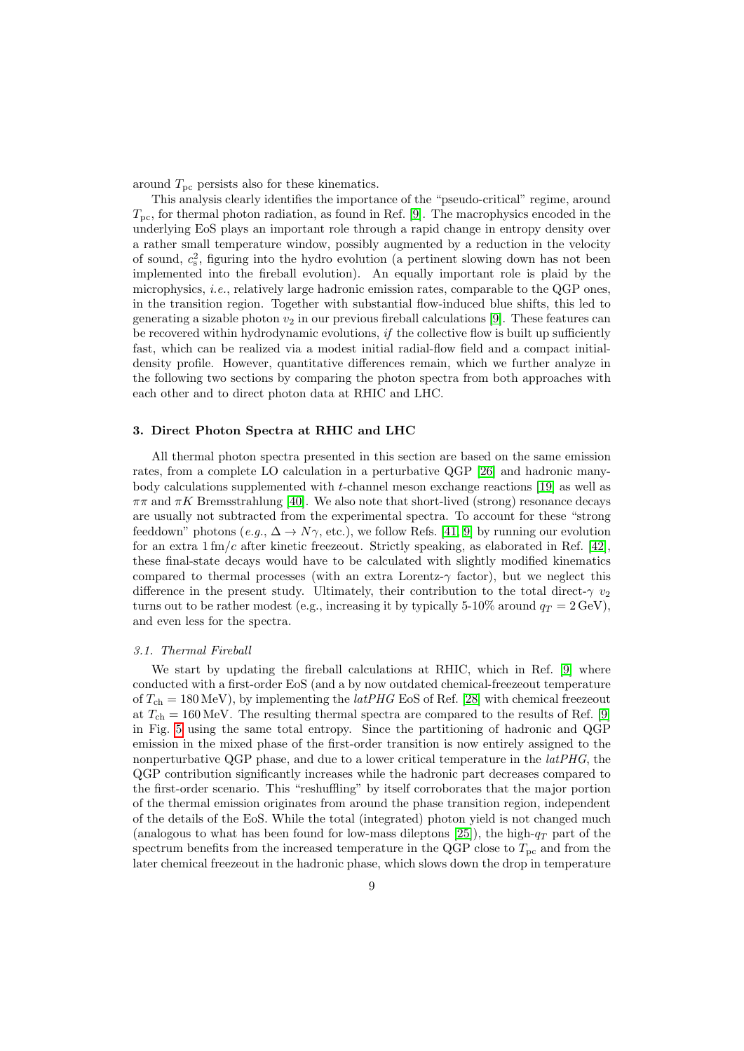around $T_{\rm pc}$ persists also for these kinematics.

This analysis clearly identifies the importance of the "pseudo-critical" regime, around $T_{\rm pc}$, for thermal photon radiation, as found in Ref. [9]. The macrophysics encoded in the underlying EoS plays an important role through a rapid change in entropy density over a rather small temperature window, possibly augmented by a reduction in the velocity of sound, $c_s^2$, figuring into the hydro evolution (a pertinent slowing down has not been implemented into the fireball evolution). An equally important role is plaid by the microphysics, *i.e.*, relatively large hadronic emission rates, comparable to the QGP ones, in the transition region. Together with substantial flow-induced blue shifts, this led to generating a sizable photon $v_2$ in our previous fireball calculations [9]. These features can be recovered within hydrodynamic evolutions, *if* the collective flow is built up sufficiently fast, which can be realized via a modest initial radial-flow field and a compact initial-density profile. However, quantitative differences remain, which we further analyze in the following two sections by comparing the photon spectra from both approaches with each other and to direct photon data at RHIC and LHC.

## 3. Direct Photon Spectra at RHIC and LHC

All thermal photon spectra presented in this section are based on the same emission rates, from a complete LO calculation in a perturbative QGP [26] and hadronic many-body calculations supplemented with $t$-channel meson exchange reactions [19] as well as $\pi\pi$ and $\pi K$ Bremsstrahlung [40]. We also note that short-lived (strong) resonance decays are usually not subtracted from the experimental spectra. To account for these "strong feeddown" photons (*e.g.*, $\Delta \to N\gamma$, etc.), we follow Refs. [41, 9] by running our evolution for an extra $1\,{\rm fm}/c$ after kinetic freezeout. Strictly speaking, as elaborated in Ref. [42], these final-state decays would have to be calculated with slightly modified kinematics compared to thermal processes (with an extra Lorentz-$\gamma$ factor), but we neglect this difference in the present study. Ultimately, their contribution to the total direct-$\gamma$ $v_2$ turns out to be rather modest (e.g., increasing it by typically 5-10% around $q_T = 2\,{\rm GeV}$), and even less for the spectra.

### 3.1. Thermal Fireball

We start by updating the fireball calculations at RHIC, which in Ref. [9] where conducted with a first-order EoS (and a by now outdated chemical-freezeout temperature of $T_{\rm ch} = 180\,{\rm MeV}$), by implementing the *latPHG* EoS of Ref. [28] with chemical freezeout at $T_{\rm ch} = 160\,{\rm MeV}$. The resulting thermal spectra are compared to the results of Ref. [9] in Fig. 5 using the same total entropy. Since the partitioning of hadronic and QGP emission in the mixed phase of the first-order transition is now entirely assigned to the nonperturbative QGP phase, and due to a lower critical temperature in the *latPHG*, the QGP contribution significantly increases while the hadronic part decreases compared to the first-order scenario. This "reshuffling" by itself corroborates that the major portion of the thermal emission originates from around the phase transition region, independent of the details of the EoS. While the total (integrated) photon yield is not changed much (analogous to what has been found for low-mass dileptons [25]), the high-$q_T$ part of the spectrum benefits from the increased temperature in the QGP close to $T_{\rm pc}$ and from the later chemical freezeout in the hadronic phase, which slows down the drop in temperature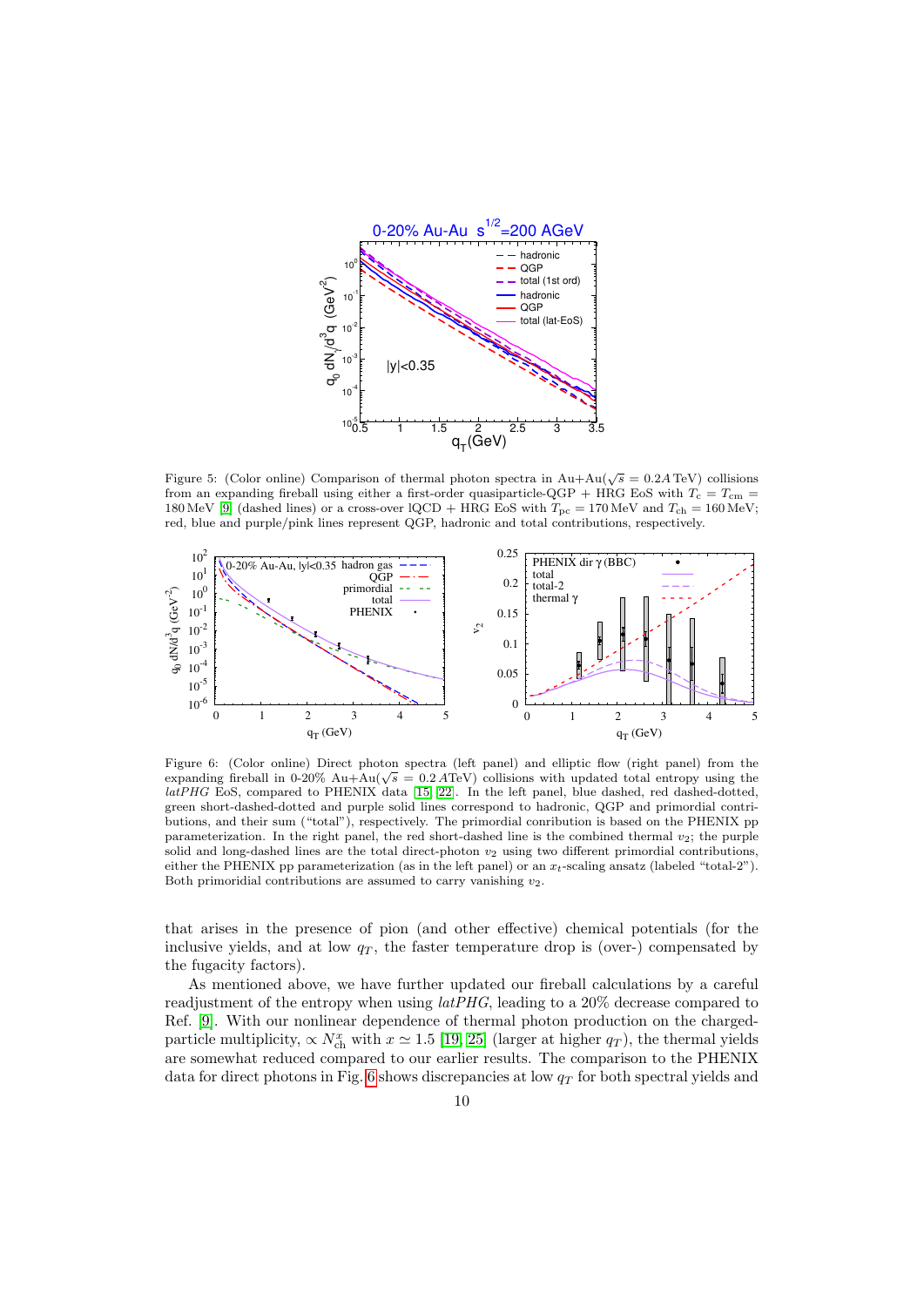Figure 5: (Color online) Comparison of thermal photon spectra in Au+Au($\sqrt{s} = 0.2A$ TeV) collisions from an expanding fireball using either a first-order quasiparticle-QGP + HRG EoS with $T_c = T_{cm} = 180$ MeV [9] (dashed lines) or a cross-over lQCD + HRG EoS with $T_{pc} = 170$ MeV and $T_{ch} = 160$ MeV; red, blue and purple/pink lines represent QGP, hadronic and total contributions, respectively.

Figure 6: (Color online) Direct photon spectra (left panel) and elliptic flow (right panel) from the expanding fireball in 0-20% Au+Au($\sqrt{s} = 0.2\,A$TeV) collisions with updated total entropy using the *latPHG* EoS, compared to PHENIX data [15, 22]. In the left panel, blue dashed, red dashed-dotted, green short-dashed-dotted and purple solid lines correspond to hadronic, QGP and primordial contributions, and their sum ("total"), respectively. The primordial conribution is based on the PHENIX pp parameterization. In the right panel, the red short-dashed line is the combined thermal $v_2$; the purple solid and long-dashed lines are the total direct-photon $v_2$ using two different primordial contributions, either the PHENIX pp parameterization (as in the left panel) or an $x_t$-scaling ansatz (labeled "total-2"). Both primoridial contributions are assumed to carry vanishing $v_2$.

that arises in the presence of pion (and other effective) chemical potentials (for the inclusive yields, and at low $q_T$, the faster temperature drop is (over-) compensated by the fugacity factors).

As mentioned above, we have further updated our fireball calculations by a careful readjustment of the entropy when using *latPHG*, leading to a 20% decrease compared to Ref. [9]. With our nonlinear dependence of thermal photon production on the charged-particle multiplicity, $\propto N_{\rm ch}^x$ with $x \simeq 1.5$ [19, 25] (larger at higher $q_T$), the thermal yields are somewhat reduced compared to our earlier results. The comparison to the PHENIX data for direct photons in Fig. 6 shows discrepancies at low $q_T$ for both spectral yields and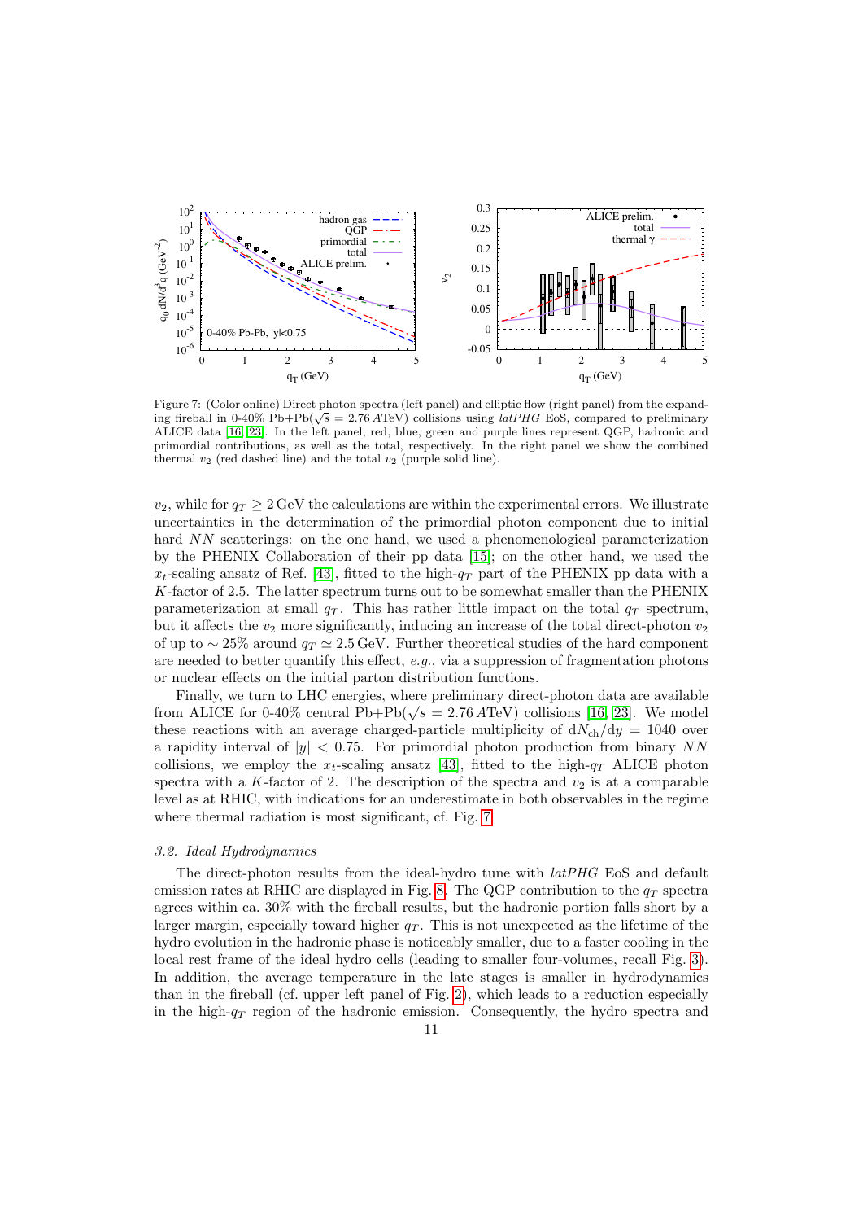Figure 7: (Color online) Direct photon spectra (left panel) and elliptic flow (right panel) from the expanding fireball in 0-40% Pb+Pb($\sqrt{s}$ = 2.76 ATeV) collisions using *latPHG* EoS, compared to preliminary ALICE data [16, 23]. In the left panel, red, blue, green and purple lines represent QGP, hadronic and primordial contributions, as well as the total, respectively. In the right panel we show the combined thermal $v_2$ (red dashed line) and the total $v_2$ (purple solid line).

$v_2$, while for $q_T \geq 2$ GeV the calculations are within the experimental errors. We illustrate uncertainties in the determination of the primordial photon component due to initial hard $NN$ scatterings: on the one hand, we used a phenomenological parameterization by the PHENIX Collaboration of their pp data [15]; on the other hand, we used the $x_t$-scaling ansatz of Ref. [43], fitted to the high-$q_T$ part of the PHENIX pp data with a $K$-factor of 2.5. The latter spectrum turns out to be somewhat smaller than the PHENIX parameterization at small $q_T$. This has rather little impact on the total $q_T$ spectrum, but it affects the $v_2$ more significantly, inducing an increase of the total direct-photon $v_2$ of up to $\sim 25\%$ around $q_T \simeq 2.5$ GeV. Further theoretical studies of the hard component are needed to better quantify this effect, *e.g.*, via a suppression of fragmentation photons or nuclear effects on the initial parton distribution functions.

Finally, we turn to LHC energies, where preliminary direct-photon data are available from ALICE for 0-40% central Pb+Pb($\sqrt{s}$ = 2.76 ATeV) collisions [16, 23]. We model these reactions with an average charged-particle multiplicity of $\mathrm{d}N_{\mathrm{ch}}/\mathrm{d}y = 1040$ over a rapidity interval of $|y| < 0.75$. For primordial photon production from binary $NN$ collisions, we employ the $x_t$-scaling ansatz [43], fitted to the high-$q_T$ ALICE photon spectra with a $K$-factor of 2. The description of the spectra and $v_2$ is at a comparable level as at RHIC, with indications for an underestimate in both observables in the regime where thermal radiation is most significant, cf. Fig. 7.

### 3.2. Ideal Hydrodynamics

The direct-photon results from the ideal-hydro tune with *latPHG* EoS and default emission rates at RHIC are displayed in Fig. 8. The QGP contribution to the $q_T$ spectra agrees within ca. 30% with the fireball results, but the hadronic portion falls short by a larger margin, especially toward higher $q_T$. This is not unexpected as the lifetime of the hydro evolution in the hadronic phase is noticeably smaller, due to a faster cooling in the local rest frame of the ideal hydro cells (leading to smaller four-volumes, recall Fig. 3). In addition, the average temperature in the late stages is smaller in hydrodynamics than in the fireball (cf. upper left panel of Fig. 2), which leads to a reduction especially in the high-$q_T$ region of the hadronic emission. Consequently, the hydro spectra and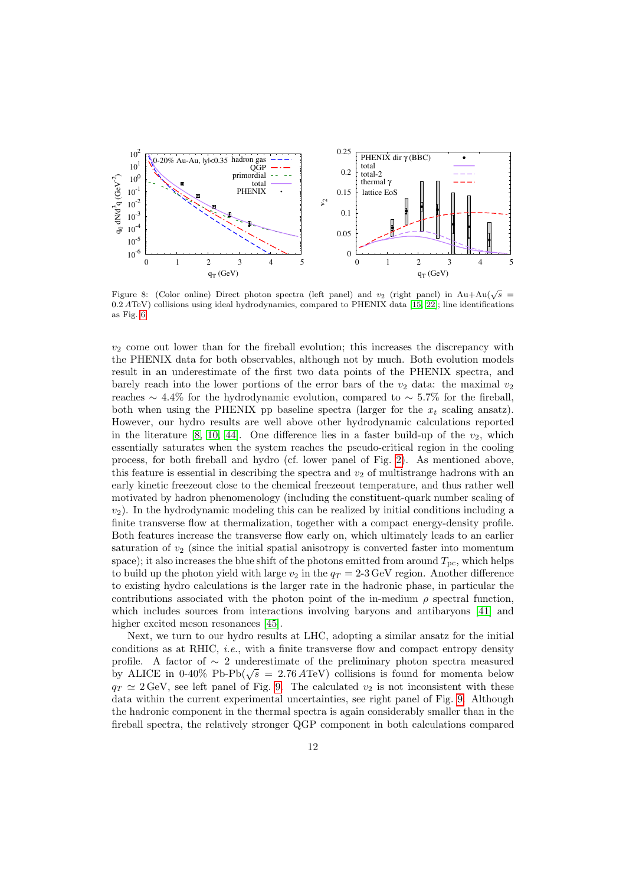Figure 8: (Color online) Direct photon spectra (left panel) and $v_2$ (right panel) in Au+Au($\sqrt{s}$ = 0.2 $A$TeV) collisions using ideal hydrodynamics, compared to PHENIX data [15, 22]; line identifications as Fig. 6.

$v_2$ come out lower than for the fireball evolution; this increases the discrepancy with the PHENIX data for both observables, although not by much. Both evolution models result in an underestimate of the first two data points of the PHENIX spectra, and barely reach into the lower portions of the error bars of the $v_2$ data: the maximal $v_2$ reaches $\sim$ 4.4% for the hydrodynamic evolution, compared to $\sim$ 5.7% for the fireball, both when using the PHENIX pp baseline spectra (larger for the $x_t$ scaling ansatz). However, our hydro results are well above other hydrodynamic calculations reported in the literature [8, 10, 44]. One difference lies in a faster build-up of the $v_2$, which essentially saturates when the system reaches the pseudo-critical region in the cooling process, for both fireball and hydro (cf. lower panel of Fig. 2). As mentioned above, this feature is essential in describing the spectra and $v_2$ of multistrange hadrons with an early kinetic freezeout close to the chemical freezeout temperature, and thus rather well motivated by hadron phenomenology (including the constituent-quark number scaling of $v_2$). In the hydrodynamic modeling this can be realized by initial conditions including a finite transverse flow at thermalization, together with a compact energy-density profile. Both features increase the transverse flow early on, which ultimately leads to an earlier saturation of $v_2$ (since the initial spatial anisotropy is converted faster into momentum space); it also increases the blue shift of the photons emitted from around $T_{\rm pc}$, which helps to build up the photon yield with large $v_2$ in the $q_T$ = 2-3 GeV region. Another difference to existing hydro calculations is the larger rate in the hadronic phase, in particular the contributions associated with the photon point of the in-medium $\rho$ spectral function, which includes sources from interactions involving baryons and antibaryons [41] and higher excited meson resonances [45].

Next, we turn to our hydro results at LHC, adopting a similar ansatz for the initial conditions as at RHIC, *i.e.*, with a finite transverse flow and compact entropy density profile. A factor of $\sim$ 2 underestimate of the preliminary photon spectra measured by ALICE in 0-40% Pb-Pb($\sqrt{s}$ = 2.76 $A$TeV) collisions is found for momenta below $q_T \simeq$ 2 GeV, see left panel of Fig. 9. The calculated $v_2$ is not inconsistent with these data within the current experimental uncertainties, see right panel of Fig. 9. Although the hadronic component in the thermal spectra is again considerably smaller than in the fireball spectra, the relatively stronger QGP component in both calculations compared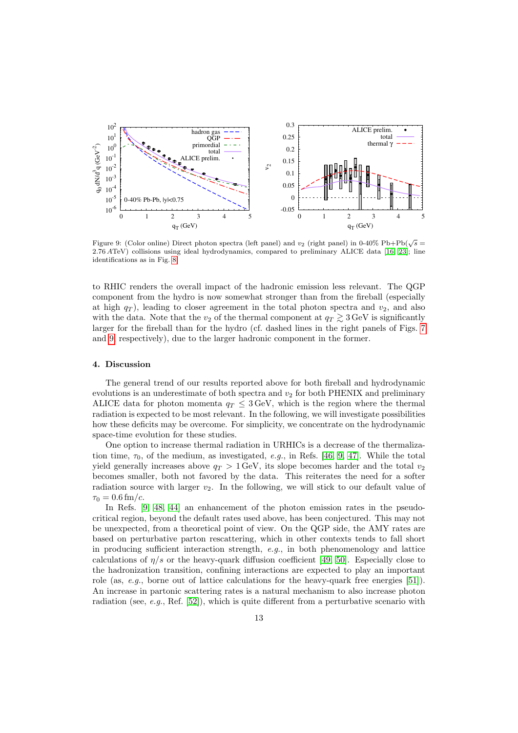Figure 9: (Color online) Direct photon spectra (left panel) and $v_2$ (right panel) in 0-40% Pb+Pb($\sqrt{s} = 2.76\,A$TeV) collisions using ideal hydrodynamics, compared to preliminary ALICE data [16, 23]; line identifications as in Fig. 8.

to RHIC renders the overall impact of the hadronic emission less relevant. The QGP component from the hydro is now somewhat stronger than from the fireball (especially at high $q_T$), leading to closer agreement in the total photon spectra and $v_2$, and also with the data. Note that the $v_2$ of the thermal component at $q_T \gtrsim 3\,$GeV is significantly larger for the fireball than for the hydro (cf. dashed lines in the right panels of Figs. 7 and 9, respectively), due to the larger hadronic component in the former.

## 4. Discussion

The general trend of our results reported above for both fireball and hydrodynamic evolutions is an underestimate of both spectra and $v_2$ for both PHENIX and preliminary ALICE data for photon momenta $q_T \leq 3\,$GeV, which is the region where the thermal radiation is expected to be most relevant. In the following, we will investigate possibilities how these deficits may be overcome. For simplicity, we concentrate on the hydrodynamic space-time evolution for these studies.

One option to increase thermal radiation in URHICs is a decrease of the thermalization time, $\tau_0$, of the medium, as investigated, *e.g.*, in Refs. [46, 9, 47]. While the total yield generally increases above $q_T > 1\,$GeV, its slope becomes harder and the total $v_2$ becomes smaller, both not favored by the data. This reiterates the need for a softer radiation source with larger $v_2$. In the following, we will stick to our default value of $\tau_0 = 0.6\,$fm/$c$.

In Refs. [9, 48, 44] an enhancement of the photon emission rates in the pseudo-critical region, beyond the default rates used above, has been conjectured. This may not be unexpected, from a theoretical point of view. On the QGP side, the AMY rates are based on perturbative parton rescattering, which in other contexts tends to fall short in producing sufficient interaction strength, *e.g.*, in both phenomenology and lattice calculations of $\eta/s$ or the heavy-quark diffusion coefficient [49, 50]. Especially close to the hadronization transition, confining interactions are expected to play an important role (as, *e.g.*, borne out of lattice calculations for the heavy-quark free energies [51]). An increase in partonic scattering rates is a natural mechanism to also increase photon radiation (see, *e.g.*, Ref. [52]), which is quite different from a perturbative scenario with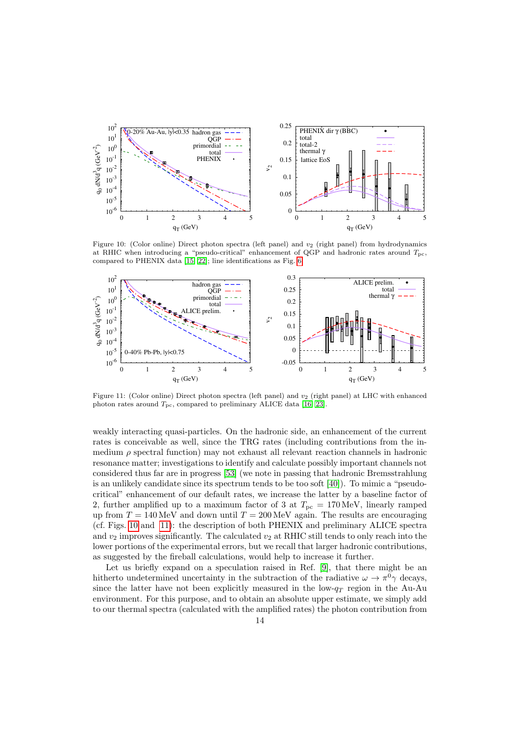Figure 10: (Color online) Direct photon spectra (left panel) and $v_2$ (right panel) from hydrodynamics at RHIC when introducing a "pseudo-critical" enhancement of QGP and hadronic rates around $T_{\rm pc}$, compared to PHENIX data [15, 22]; line identifications as Fig. 6.

Figure 11: (Color online) Direct photon spectra (left panel) and $v_2$ (right panel) at LHC with enhanced photon rates around $T_{\rm pc}$, compared to preliminary ALICE data [16, 23].

weakly interacting quasi-particles. On the hadronic side, an enhancement of the current rates is conceivable as well, since the TRG rates (including contributions from the in-medium $\rho$ spectral function) may not exhaust all relevant reaction channels in hadronic resonance matter; investigations to identify and calculate possibly important channels not considered thus far are in progress [53] (we note in passing that hadronic Bremsstrahlung is an unlikely candidate since its spectrum tends to be too soft [40]). To mimic a "pseudo-critical" enhancement of our default rates, we increase the latter by a baseline factor of 2, further amplified up to a maximum factor of 3 at $T_{\rm pc} = 170\,$MeV, linearly ramped up from $T = 140\,$MeV and down until $T = 200\,$MeV again. The results are encouraging (cf. Figs. 10 and 11): the description of both PHENIX and preliminary ALICE spectra and $v_2$ improves significantly. The calculated $v_2$ at RHIC still tends to only reach into the lower portions of the experimental errors, but we recall that larger hadronic contributions, as suggested by the fireball calculations, would help to increase it further.

Let us briefly expand on a speculation raised in Ref. [9], that there might be an hitherto undetermined uncertainty in the subtraction of the radiative $\omega \to \pi^0\gamma$ decays, since the latter have not been explicitly measured in the low-$q_T$ region in the Au-Au environment. For this purpose, and to obtain an absolute upper estimate, we simply add to our thermal spectra (calculated with the amplified rates) the photon contribution from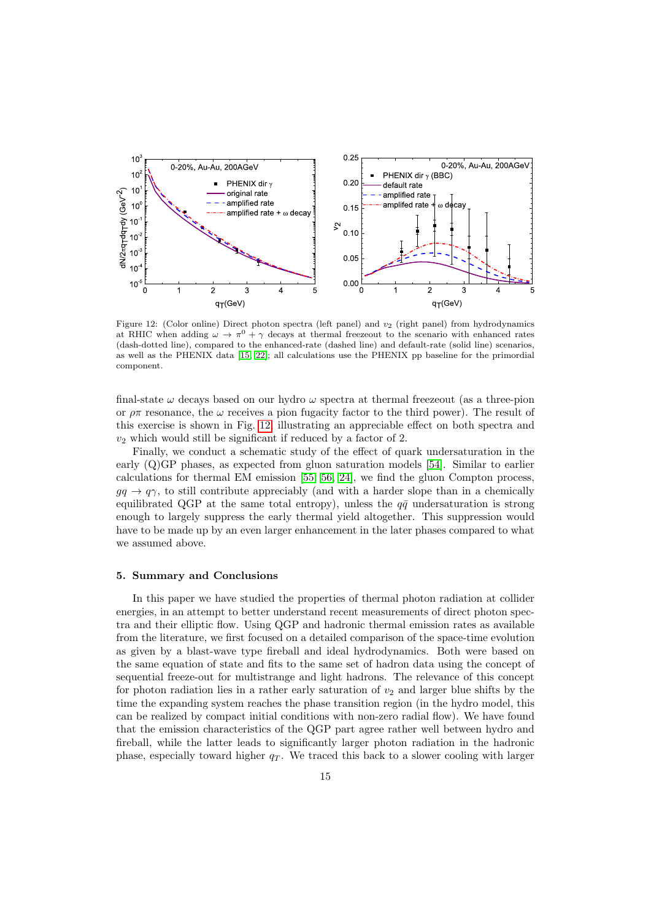Figure 12: (Color online) Direct photon spectra (left panel) and $v_2$ (right panel) from hydrodynamics at RHIC when adding $\omega \to \pi^0 + \gamma$ decays at thermal freezeout to the scenario with enhanced rates (dash-dotted line), compared to the enhanced-rate (dashed line) and default-rate (solid line) scenarios, as well as the PHENIX data [15, 22]; all calculations use the PHENIX pp baseline for the primordial component.

final-state $\omega$ decays based on our hydro $\omega$ spectra at thermal freezeout (as a three-pion or $\rho\pi$ resonance, the $\omega$ receives a pion fugacity factor to the third power). The result of this exercise is shown in Fig. 12, illustrating an appreciable effect on both spectra and $v_2$ which would still be significant if reduced by a factor of 2.

Finally, we conduct a schematic study of the effect of quark undersaturation in the early (Q)GP phases, as expected from gluon saturation models [54]. Similar to earlier calculations for thermal EM emission [55, 56, 24], we find the gluon Compton process, $gq \to q\gamma$, to still contribute appreciably (and with a harder slope than in a chemically equilibrated QGP at the same total entropy), unless the $q\bar{q}$ undersaturation is strong enough to largely suppress the early thermal yield altogether. This suppression would have to be made up by an even larger enhancement in the later phases compared to what we assumed above.

## 5. Summary and Conclusions

In this paper we have studied the properties of thermal photon radiation at collider energies, in an attempt to better understand recent measurements of direct photon spectra and their elliptic flow. Using QGP and hadronic thermal emission rates as available from the literature, we first focused on a detailed comparison of the space-time evolution as given by a blast-wave type fireball and ideal hydrodynamics. Both were based on the same equation of state and fits to the same set of hadron data using the concept of sequential freeze-out for multistrange and light hadrons. The relevance of this concept for photon radiation lies in a rather early saturation of $v_2$ and larger blue shifts by the time the expanding system reaches the phase transition region (in the hydro model, this can be realized by compact initial conditions with non-zero radial flow). We have found that the emission characteristics of the QGP part agree rather well between hydro and fireball, while the latter leads to significantly larger photon radiation in the hadronic phase, especially toward higher $q_T$. We traced this back to a slower cooling with larger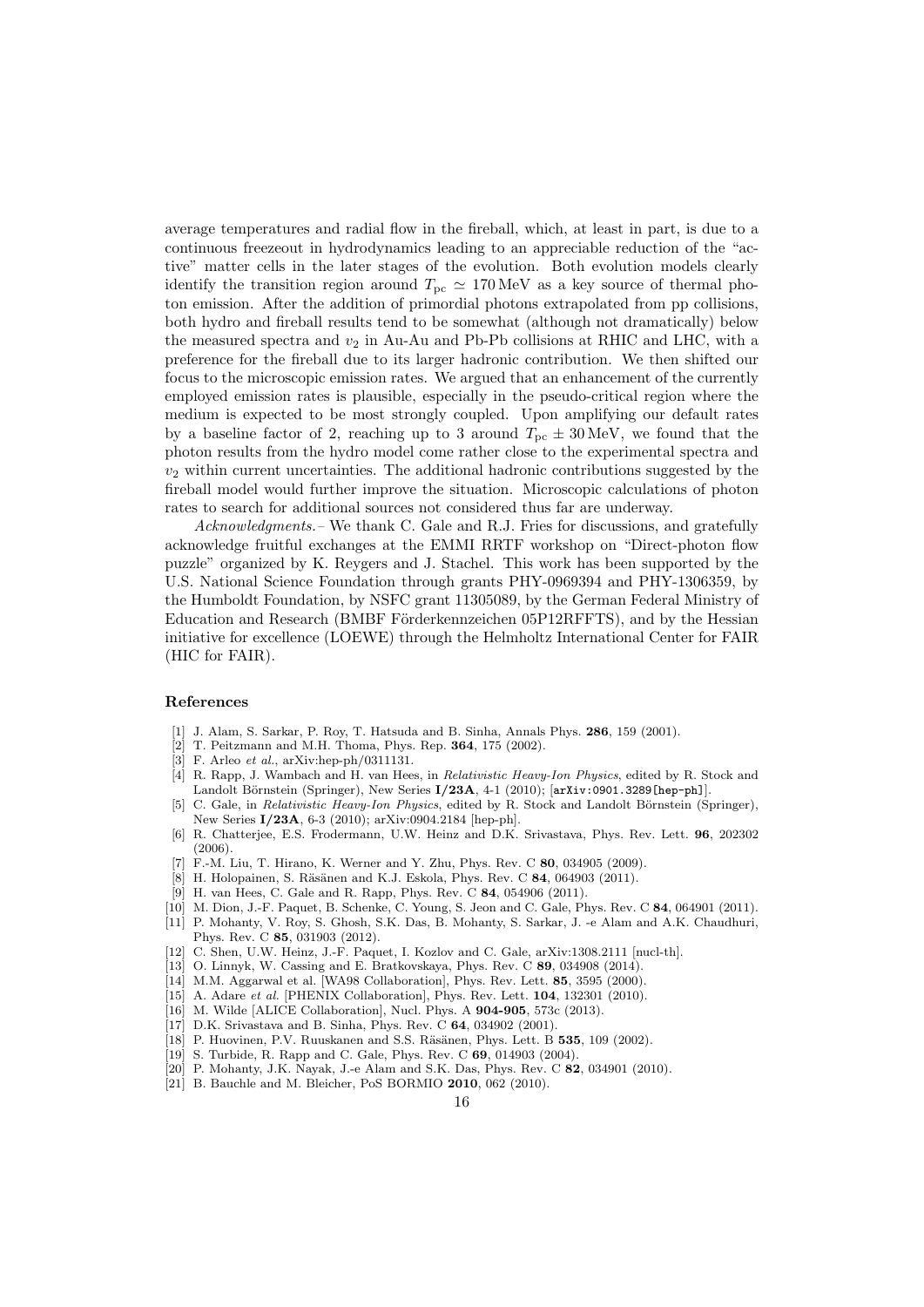average temperatures and radial flow in the fireball, which, at least in part, is due to a continuous freezeout in hydrodynamics leading to an appreciable reduction of the "active" matter cells in the later stages of the evolution. Both evolution models clearly identify the transition region around $T_{\rm pc} \simeq 170$ MeV as a key source of thermal photon emission. After the addition of primordial photons extrapolated from pp collisions, both hydro and fireball results tend to be somewhat (although not dramatically) below the measured spectra and $v_2$ in Au-Au and Pb-Pb collisions at RHIC and LHC, with a preference for the fireball due to its larger hadronic contribution. We then shifted our focus to the microscopic emission rates. We argued that an enhancement of the currently employed emission rates is plausible, especially in the pseudo-critical region where the medium is expected to be most strongly coupled. Upon amplifying our default rates by a baseline factor of 2, reaching up to 3 around $T_{\rm pc} \pm 30$ MeV, we found that the photon results from the hydro model come rather close to the experimental spectra and $v_2$ within current uncertainties. The additional hadronic contributions suggested by the fireball model would further improve the situation. Microscopic calculations of photon rates to search for additional sources not considered thus far are underway.

*Acknowledgments.–* We thank C. Gale and R.J. Fries for discussions, and gratefully acknowledge fruitful exchanges at the EMMI RRTF workshop on "Direct-photon flow puzzle" organized by K. Reygers and J. Stachel. This work has been supported by the U.S. National Science Foundation through grants PHY-0969394 and PHY-1306359, by the Humboldt Foundation, by NSFC grant 11305089, by the German Federal Ministry of Education and Research (BMBF Förderkennzeichen 05P12RFFTS), and by the Hessian initiative for excellence (LOEWE) through the Helmholtz International Center for FAIR (HIC for FAIR).

## References

[1] J. Alam, S. Sarkar, P. Roy, T. Hatsuda and B. Sinha, Annals Phys. **286**, 159 (2001).

[2] T. Peitzmann and M.H. Thoma, Phys. Rep. **364**, 175 (2002).

[3] F. Arleo *et al.*, arXiv:hep-ph/0311131.

[4] R. Rapp, J. Wambach and H. van Hees, in *Relativistic Heavy-Ion Physics*, edited by R. Stock and Landolt Börnstein (Springer), New Series **I/23A**, 4-1 (2010); [arXiv:0901.3289[hep-ph]].

[5] C. Gale, in *Relativistic Heavy-Ion Physics*, edited by R. Stock and Landolt Börnstein (Springer), New Series **I/23A**, 6-3 (2010); arXiv:0904.2184 [hep-ph].

[6] R. Chatterjee, E.S. Frodermann, U.W. Heinz and D.K. Srivastava, Phys. Rev. Lett. **96**, 202302 (2006).

[7] F.-M. Liu, T. Hirano, K. Werner and Y. Zhu, Phys. Rev. C **80**, 034905 (2009).

[8] H. Holopainen, S. Räsänen and K.J. Eskola, Phys. Rev. C **84**, 064903 (2011).

[9] H. van Hees, C. Gale and R. Rapp, Phys. Rev. C **84**, 054906 (2011).

[10] M. Dion, J.-F. Paquet, B. Schenke, C. Young, S. Jeon and C. Gale, Phys. Rev. C **84**, 064901 (2011).

[11] P. Mohanty, V. Roy, S. Ghosh, S.K. Das, B. Mohanty, S. Sarkar, J. -e Alam and A.K. Chaudhuri, Phys. Rev. C **85**, 031903 (2012).

[12] C. Shen, U.W. Heinz, J.-F. Paquet, I. Kozlov and C. Gale, arXiv:1308.2111 [nucl-th].

[13] O. Linnyk, W. Cassing and E. Bratkovskaya, Phys. Rev. C **89**, 034908 (2014).

[14] M.M. Aggarwal et al. [WA98 Collaboration], Phys. Rev. Lett. **85**, 3595 (2000).

[15] A. Adare *et al.* [PHENIX Collaboration], Phys. Rev. Lett. **104**, 132301 (2010).

[16] M. Wilde [ALICE Collaboration], Nucl. Phys. A **904-905**, 573c (2013).

[17] D.K. Srivastava and B. Sinha, Phys. Rev. C **64**, 034902 (2001).

[18] P. Huovinen, P.V. Ruuskanen and S.S. Räsänen, Phys. Lett. B **535**, 109 (2002).

[19] S. Turbide, R. Rapp and C. Gale, Phys. Rev. C **69**, 014903 (2004).

[20] P. Mohanty, J.K. Nayak, J.-e Alam and S.K. Das, Phys. Rev. C **82**, 034901 (2010).

[21] B. Bauchle and M. Bleicher, PoS BORMIO **2010**, 062 (2010).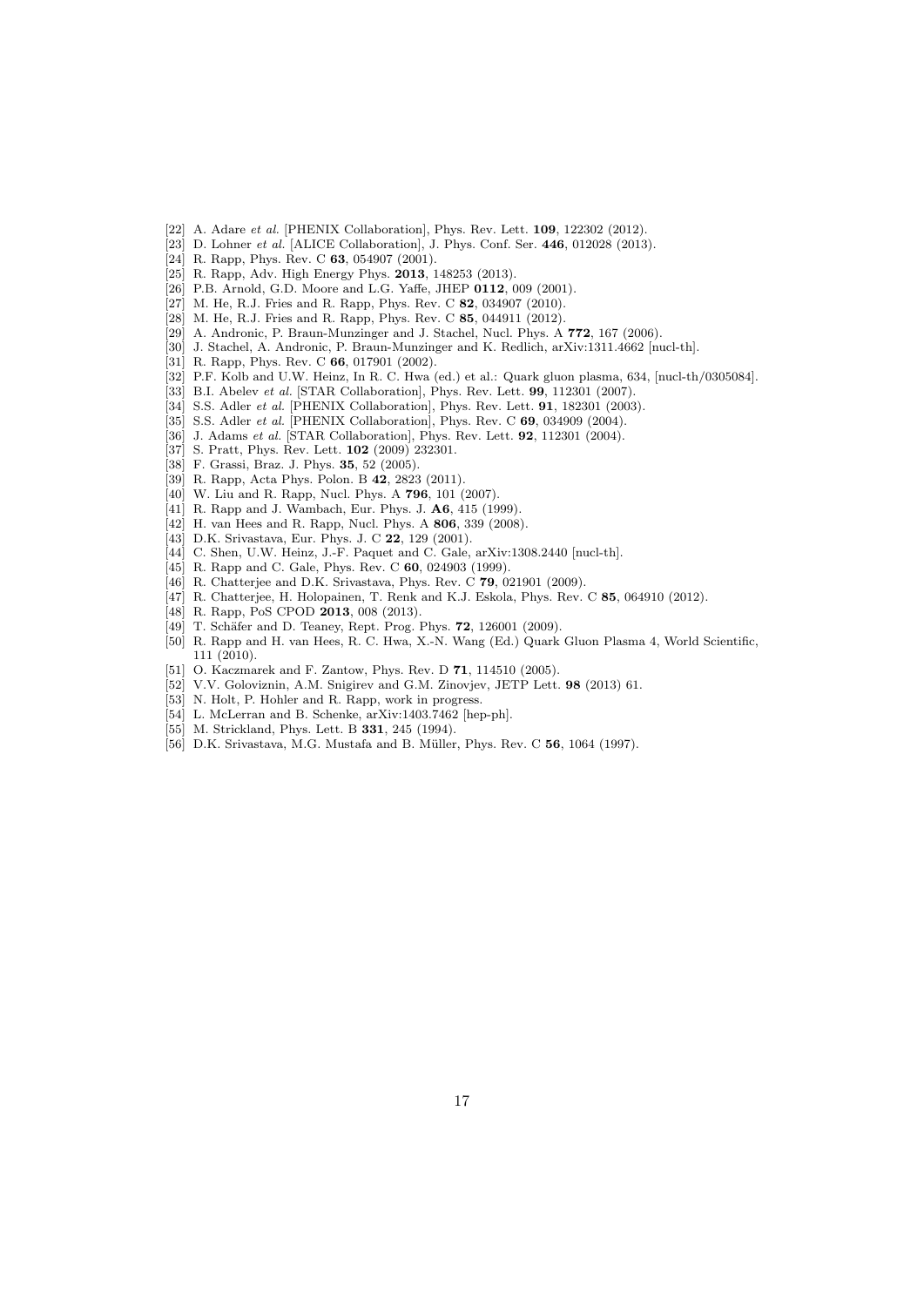[22] A. Adare *et al.* [PHENIX Collaboration], Phys. Rev. Lett. **109**, 122302 (2012).
[23] D. Lohner *et al.* [ALICE Collaboration], J. Phys. Conf. Ser. **446**, 012028 (2013).
[24] R. Rapp, Phys. Rev. C **63**, 054907 (2001).
[25] R. Rapp, Adv. High Energy Phys. **2013**, 148253 (2013).
[26] P.B. Arnold, G.D. Moore and L.G. Yaffe, JHEP **0112**, 009 (2001).
[27] M. He, R.J. Fries and R. Rapp, Phys. Rev. C **82**, 034907 (2010).
[28] M. He, R.J. Fries and R. Rapp, Phys. Rev. C **85**, 044911 (2012).
[29] A. Andronic, P. Braun-Munzinger and J. Stachel, Nucl. Phys. A **772**, 167 (2006).
[30] J. Stachel, A. Andronic, P. Braun-Munzinger and K. Redlich, arXiv:1311.4662 [nucl-th].
[31] R. Rapp, Phys. Rev. C **66**, 017901 (2002).
[32] P.F. Kolb and U.W. Heinz, In R. C. Hwa (ed.) et al.: Quark gluon plasma, 634, [nucl-th/0305084].
[33] B.I. Abelev *et al.* [STAR Collaboration], Phys. Rev. Lett. **99**, 112301 (2007).
[34] S.S. Adler *et al.* [PHENIX Collaboration], Phys. Rev. Lett. **91**, 182301 (2003).
[35] S.S. Adler *et al.* [PHENIX Collaboration], Phys. Rev. C **69**, 034909 (2004).
[36] J. Adams *et al.* [STAR Collaboration], Phys. Rev. Lett. **92**, 112301 (2004).
[37] S. Pratt, Phys. Rev. Lett. **102** (2009) 232301.
[38] F. Grassi, Braz. J. Phys. **35**, 52 (2005).
[39] R. Rapp, Acta Phys. Polon. B **42**, 2823 (2011).
[40] W. Liu and R. Rapp, Nucl. Phys. A **796**, 101 (2007).
[41] R. Rapp and J. Wambach, Eur. Phys. J. **A6**, 415 (1999).
[42] H. van Hees and R. Rapp, Nucl. Phys. A **806**, 339 (2008).
[43] D.K. Srivastava, Eur. Phys. J. C **22**, 129 (2001).
[44] C. Shen, U.W. Heinz, J.-F. Paquet and C. Gale, arXiv:1308.2440 [nucl-th].
[45] R. Rapp and C. Gale, Phys. Rev. C **60**, 024903 (1999).
[46] R. Chatterjee and D.K. Srivastava, Phys. Rev. C **79**, 021901 (2009).
[47] R. Chatterjee, H. Holopainen, T. Renk and K.J. Eskola, Phys. Rev. C **85**, 064910 (2012).
[48] R. Rapp, PoS CPOD **2013**, 008 (2013).
[49] T. Schäfer and D. Teaney, Rept. Prog. Phys. **72**, 126001 (2009).
[50] R. Rapp and H. van Hees, R. C. Hwa, X.-N. Wang (Ed.) Quark Gluon Plasma 4, World Scientific, 111 (2010).
[51] O. Kaczmarek and F. Zantow, Phys. Rev. D **71**, 114510 (2005).
[52] V.V. Goloviznin, A.M. Snigirev and G.M. Zinovjev, JETP Lett. **98** (2013) 61.
[53] N. Holt, P. Hohler and R. Rapp, work in progress.
[54] L. McLerran and B. Schenke, arXiv:1403.7462 [hep-ph].
[55] M. Strickland, Phys. Lett. B **331**, 245 (1994).
[56] D.K. Srivastava, M.G. Mustafa and B. Müller, Phys. Rev. C **56**, 1064 (1997).